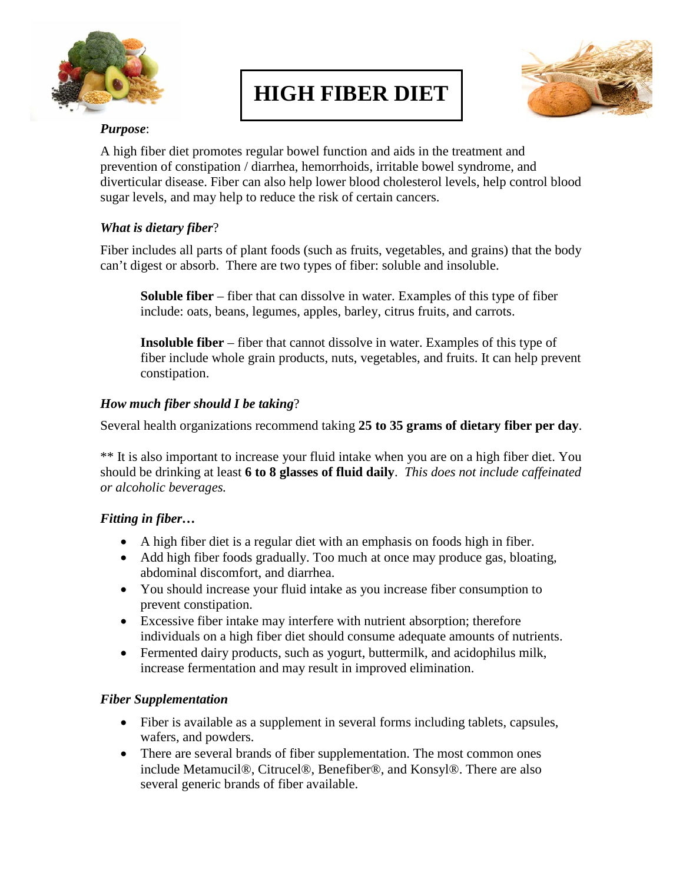# HIGH FIBER DIET

***Purpose***:

A high fiber diet promotes regular bowel function and aids in the treatment and prevention of constipation / diarrhea, hemorrhoids, irritable bowel syndrome, and diverticular disease. Fiber can also help lower blood cholesterol levels, help control blood sugar levels, and may help to reduce the risk of certain cancers.

***What is dietary fiber***?

Fiber includes all parts of plant foods (such as fruits, vegetables, and grains) that the body can't digest or absorb. There are two types of fiber: soluble and insoluble.

> **Soluble fiber** – fiber that can dissolve in water. Examples of this type of fiber include: oats, beans, legumes, apples, barley, citrus fruits, and carrots.
>
> **Insoluble fiber** – fiber that cannot dissolve in water. Examples of this type of fiber include whole grain products, nuts, vegetables, and fruits. It can help prevent constipation.

***How much fiber should I be taking***?

Several health organizations recommend taking **25 to 35 grams of dietary fiber per day**.

** It is also important to increase your fluid intake when you are on a high fiber diet. You should be drinking at least **6 to 8 glasses of fluid daily**. *This does not include caffeinated or alcoholic beverages.*

***Fitting in fiber…***

- A high fiber diet is a regular diet with an emphasis on foods high in fiber.
- Add high fiber foods gradually. Too much at once may produce gas, bloating, abdominal discomfort, and diarrhea.
- You should increase your fluid intake as you increase fiber consumption to prevent constipation.
- Excessive fiber intake may interfere with nutrient absorption; therefore individuals on a high fiber diet should consume adequate amounts of nutrients.
- Fermented dairy products, such as yogurt, buttermilk, and acidophilus milk, increase fermentation and may result in improved elimination.

***Fiber Supplementation***

- Fiber is available as a supplement in several forms including tablets, capsules, wafers, and powders.
- There are several brands of fiber supplementation. The most common ones include Metamucil®, Citrucel®, Benefiber®, and Konsyl®. There are also several generic brands of fiber available.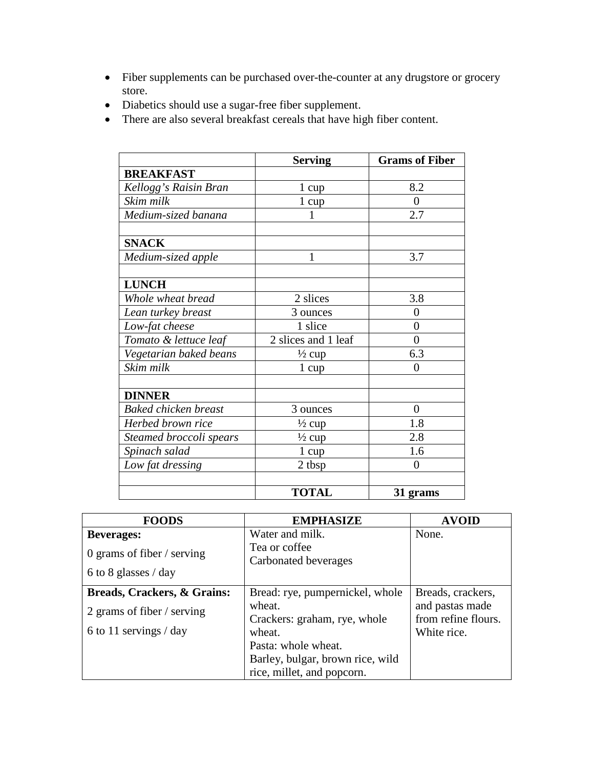- Fiber supplements can be purchased over-the-counter at any drugstore or grocery store.
- Diabetics should use a sugar-free fiber supplement.
- There are also several breakfast cereals that have high fiber content.

| | **Serving** | **Grams of Fiber** |
|---|---|---|
| **BREAKFAST** | | |
| *Kellogg's Raisin Bran* | 1 cup | 8.2 |
| *Skim milk* | 1 cup | 0 |
| *Medium-sized banana* | 1 | 2.7 |
| | | |
| **SNACK** | | |
| *Medium-sized apple* | 1 | 3.7 |
| | | |
| **LUNCH** | | |
| *Whole wheat bread* | 2 slices | 3.8 |
| *Lean turkey breast* | 3 ounces | 0 |
| *Low-fat cheese* | 1 slice | 0 |
| *Tomato & lettuce leaf* | 2 slices and 1 leaf | 0 |
| *Vegetarian baked beans* | ½ cup | 6.3 |
| *Skim milk* | 1 cup | 0 |
| | | |
| **DINNER** | | |
| *Baked chicken breast* | 3 ounces | 0 |
| *Herbed brown rice* | ½ cup | 1.8 |
| *Steamed broccoli spears* | ½ cup | 2.8 |
| *Spinach salad* | 1 cup | 1.6 |
| *Low fat dressing* | 2 tbsp | 0 |
| | | |
| | **TOTAL** | **31 grams** |

| **FOODS** | **EMPHASIZE** | **AVOID** |
|---|---|---|
| **Beverages:**<br>0 grams of fiber / serving<br>6 to 8 glasses / day | Water and milk.<br>Tea or coffee<br>Carbonated beverages | None. |
| **Breads, Crackers, & Grains:**<br>2 grams of fiber / serving<br>6 to 11 servings / day | Bread: rye, pumpernickel, whole wheat.<br>Crackers: graham, rye, whole wheat.<br>Pasta: whole wheat.<br>Barley, bulgar, brown rice, wild rice, millet, and popcorn. | Breads, crackers, and pastas made from refine flours.<br>White rice. |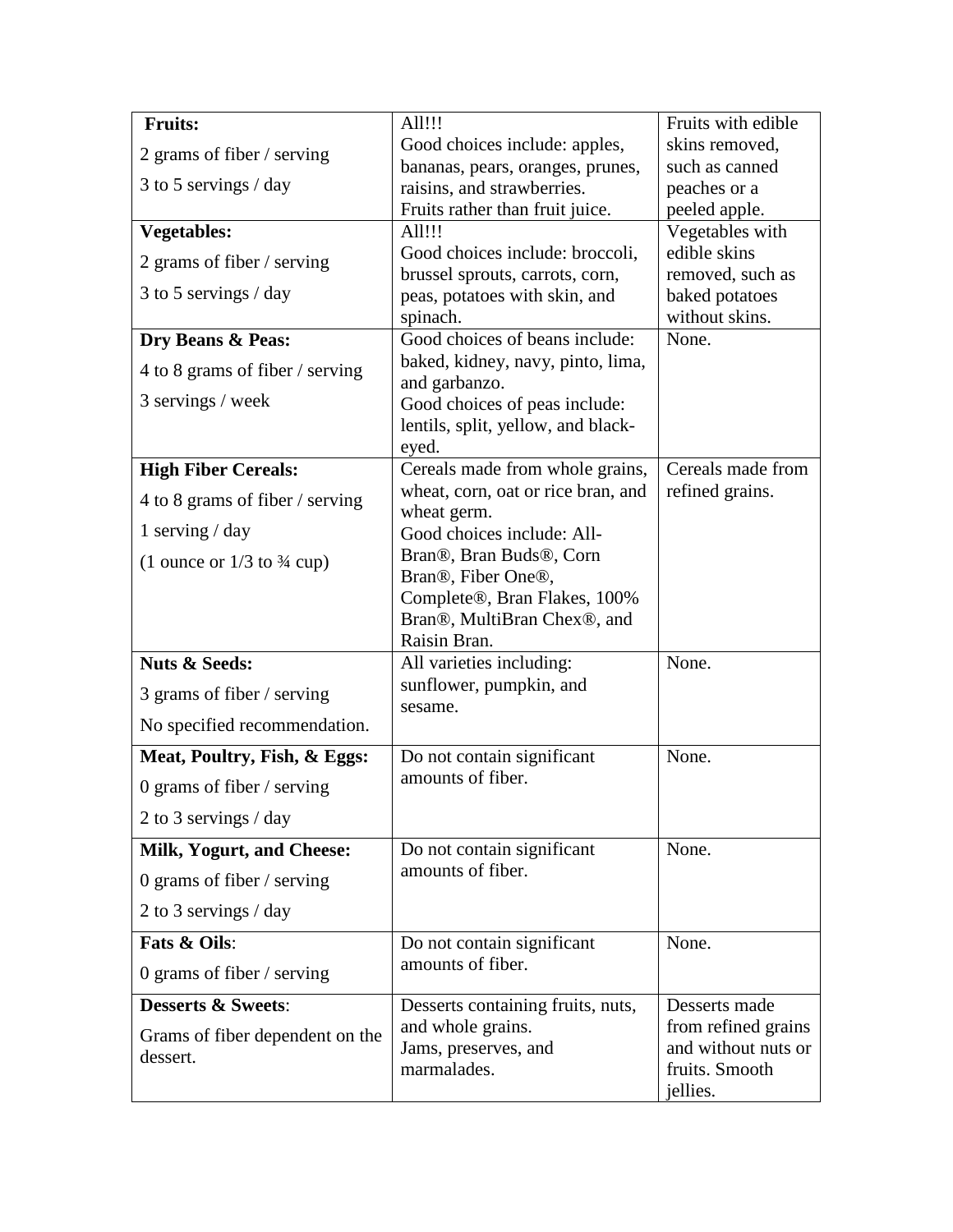| **Fruits:**<br>2 grams of fiber / serving<br>3 to 5 servings / day | All!!!<br>Good choices include: apples, bananas, pears, oranges, prunes, raisins, and strawberries.<br>Fruits rather than fruit juice. | Fruits with edible skins removed, such as canned peaches or a peeled apple. |
|---|---|---|
| **Vegetables:**<br>2 grams of fiber / serving<br>3 to 5 servings / day | All!!!<br>Good choices include: broccoli, brussel sprouts, carrots, corn, peas, potatoes with skin, and spinach. | Vegetables with edible skins removed, such as baked potatoes without skins. |
| **Dry Beans & Peas:**<br>4 to 8 grams of fiber / serving<br>3 servings / week | Good choices of beans include: baked, kidney, navy, pinto, lima, and garbanzo.<br>Good choices of peas include: lentils, split, yellow, and black-eyed. | None. |
| **High Fiber Cereals:**<br>4 to 8 grams of fiber / serving<br>1 serving / day<br>(1 ounce or 1/3 to ¾ cup) | Cereals made from whole grains, wheat, corn, oat or rice bran, and wheat germ.<br>Good choices include: All-Bran®, Bran Buds®, Corn Bran®, Fiber One®, Complete®, Bran Flakes, 100% Bran®, MultiBran Chex®, and Raisin Bran. | Cereals made from refined grains. |
| **Nuts & Seeds:**<br>3 grams of fiber / serving<br>No specified recommendation. | All varieties including: sunflower, pumpkin, and sesame. | None. |
| **Meat, Poultry, Fish, & Eggs:**<br>0 grams of fiber / serving<br>2 to 3 servings / day | Do not contain significant amounts of fiber. | None. |
| **Milk, Yogurt, and Cheese:**<br>0 grams of fiber / serving<br>2 to 3 servings / day | Do not contain significant amounts of fiber. | None. |
| **Fats & Oils**:<br>0 grams of fiber / serving | Do not contain significant amounts of fiber. | None. |
| **Desserts & Sweets**:<br>Grams of fiber dependent on the dessert. | Desserts containing fruits, nuts, and whole grains.<br>Jams, preserves, and marmalades. | Desserts made from refined grains and without nuts or fruits. Smooth jellies. |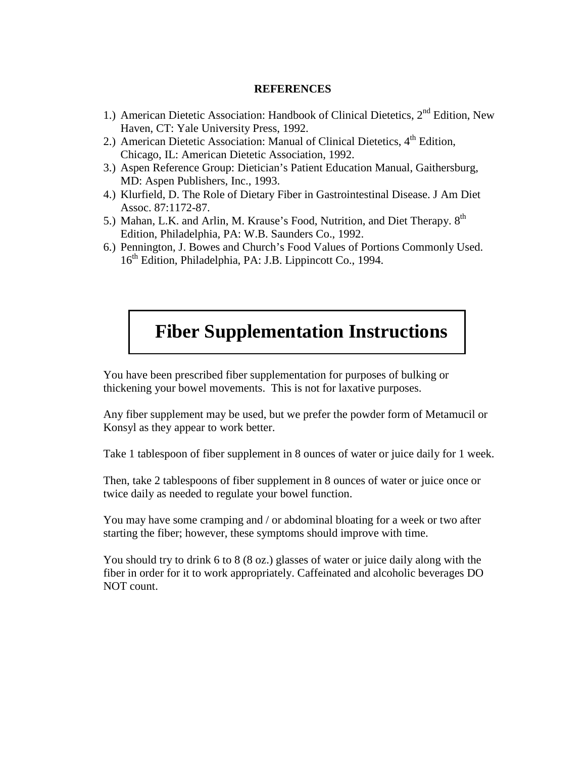**REFERENCES**

1.) American Dietetic Association: Handbook of Clinical Dietetics, 2nd Edition, New Haven, CT: Yale University Press, 1992.
2.) American Dietetic Association: Manual of Clinical Dietetics, 4th Edition, Chicago, IL: American Dietetic Association, 1992.
3.) Aspen Reference Group: Dietician's Patient Education Manual, Gaithersburg, MD: Aspen Publishers, Inc., 1993.
4.) Klurfield, D. The Role of Dietary Fiber in Gastrointestinal Disease. J Am Diet Assoc. 87:1172-87.
5.) Mahan, L.K. and Arlin, M. Krause's Food, Nutrition, and Diet Therapy. 8th Edition, Philadelphia, PA: W.B. Saunders Co., 1992.
6.) Pennington, J. Bowes and Church's Food Values of Portions Commonly Used. 16th Edition, Philadelphia, PA: J.B. Lippincott Co., 1994.

# Fiber Supplementation Instructions

You have been prescribed fiber supplementation for purposes of bulking or thickening your bowel movements. This is not for laxative purposes.

Any fiber supplement may be used, but we prefer the powder form of Metamucil or Konsyl as they appear to work better.

Take 1 tablespoon of fiber supplement in 8 ounces of water or juice daily for 1 week.

Then, take 2 tablespoons of fiber supplement in 8 ounces of water or juice once or twice daily as needed to regulate your bowel function.

You may have some cramping and / or abdominal bloating for a week or two after starting the fiber; however, these symptoms should improve with time.

You should try to drink 6 to 8 (8 oz.) glasses of water or juice daily along with the fiber in order for it to work appropriately. Caffeinated and alcoholic beverages DO NOT count.